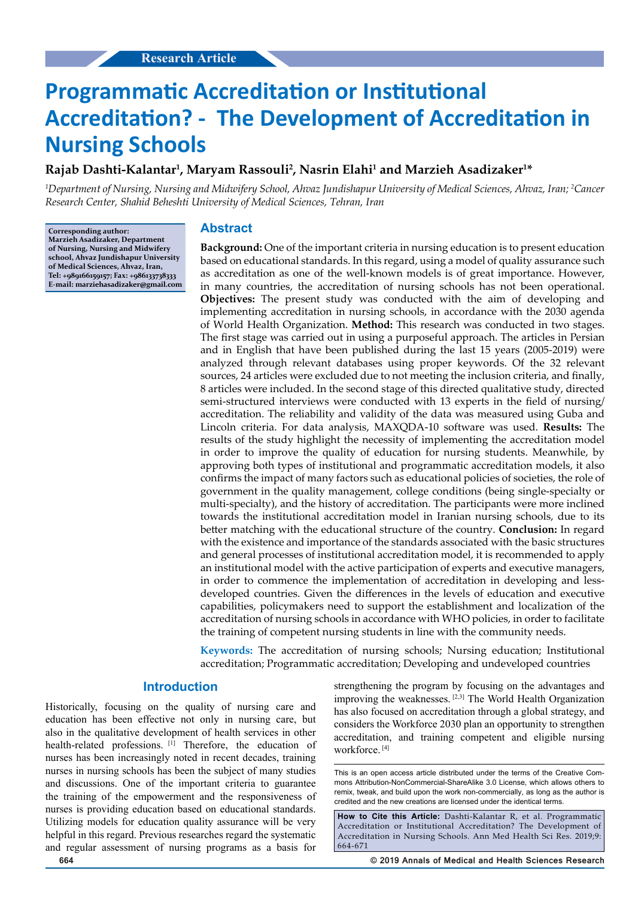Research Article

# Programmatic Accreditation or Institutional Accreditation? - The Development of Accreditation in Nursing Schools

**Rajab Dashti-Kalantar[1], Maryam Rassouli[2], Nasrin Elahi[1] and Marzieh Asadizaker[1]***

*[1]Department of Nursing, Nursing and Midwifery School, Ahvaz Jundishapur University of Medical Sciences, Ahvaz, Iran; [2]Cancer Research Center, Shahid Beheshti University of Medical Sciences, Tehran, Iran*

**Corresponding author: Marzieh Asadizaker, Department of Nursing, Nursing and Midwifery school, Ahvaz Jundishapur University of Medical Sciences, Ahvaz, Iran, Tel: +989166159157; Fax: +986133738333 E-mail: marziehasadizaker@gmail.com**

## Abstract

**Background:** One of the important criteria in nursing education is to present education based on educational standards. In this regard, using a model of quality assurance such as accreditation as one of the well-known models is of great importance. However, in many countries, the accreditation of nursing schools has not been operational. **Objectives:** The present study was conducted with the aim of developing and implementing accreditation in nursing schools, in accordance with the 2030 agenda of World Health Organization. **Method:** This research was conducted in two stages. The first stage was carried out in using a purposeful approach. The articles in Persian and in English that have been published during the last 15 years (2005-2019) were analyzed through relevant databases using proper keywords. Of the 32 relevant sources, 24 articles were excluded due to not meeting the inclusion criteria, and finally, 8 articles were included. In the second stage of this directed qualitative study, directed semi-structured interviews were conducted with 13 experts in the field of nursing/accreditation. The reliability and validity of the data was measured using Guba and Lincoln criteria. For data analysis, MAXQDA-10 software was used. **Results:** The results of the study highlight the necessity of implementing the accreditation model in order to improve the quality of education for nursing students. Meanwhile, by approving both types of institutional and programmatic accreditation models, it also confirms the impact of many factors such as educational policies of societies, the role of government in the quality management, college conditions (being single-specialty or multi-specialty), and the history of accreditation. The participants were more inclined towards the institutional accreditation model in Iranian nursing schools, due to its better matching with the educational structure of the country. **Conclusion:** In regard with the existence and importance of the standards associated with the basic structures and general processes of institutional accreditation model, it is recommended to apply an institutional model with the active participation of experts and executive managers, in order to commence the implementation of accreditation in developing and less-developed countries. Given the differences in the levels of education and executive capabilities, policymakers need to support the establishment and localization of the accreditation of nursing schools in accordance with WHO policies, in order to facilitate the training of competent nursing students in line with the community needs.

**Keywords:** The accreditation of nursing schools; Nursing education; Institutional accreditation; Programmatic accreditation; Developing and undeveloped countries

## Introduction

Historically, focusing on the quality of nursing care and education has been effective not only in nursing care, but also in the qualitative development of health services in other health-related professions. [1] Therefore, the education of nurses has been increasingly noted in recent decades, training nurses in nursing schools has been the subject of many studies and discussions. One of the important criteria to guarantee the training of the empowerment and the responsiveness of nurses is providing education based on educational standards. Utilizing models for education quality assurance will be very helpful in this regard. Previous researches regard the systematic and regular assessment of nursing programs as a basis for strengthening the program by focusing on the advantages and improving the weaknesses. [2,3] The World Health Organization has also focused on accreditation through a global strategy, and considers the Workforce 2030 plan an opportunity to strengthen accreditation, and training competent and eligible nursing workforce. [4]

This is an open access article distributed under the terms of the Creative Commons Attribution-NonCommercial-ShareAlike 3.0 License, which allows others to remix, tweak, and build upon the work non-commercially, as long as the author is credited and the new creations are licensed under the identical terms.

**How to Cite this Article:** Dashti-Kalantar R, et al. Programmatic Accreditation or Institutional Accreditation? The Development of Accreditation in Nursing Schools. Ann Med Health Sci Res. 2019;9: 664-671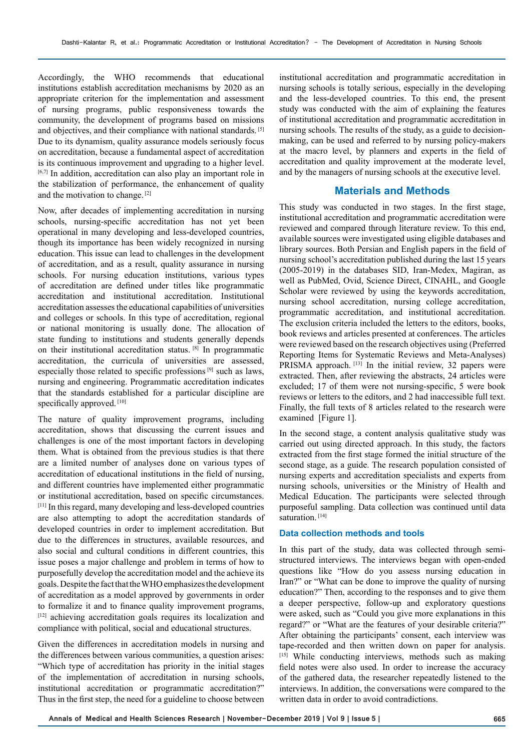Accordingly, the WHO recommends that educational institutions establish accreditation mechanisms by 2020 as an appropriate criterion for the implementation and assessment of nursing programs, public responsiveness towards the community, the development of programs based on missions and objectives, and their compliance with national standards. [5] Due to its dynamism, quality assurance models seriously focus on accreditation, because a fundamental aspect of accreditation is its continuous improvement and upgrading to a higher level. [6,7] In addition, accreditation can also play an important role in the stabilization of performance, the enhancement of quality and the motivation to change. [2]

Now, after decades of implementing accreditation in nursing schools, nursing-specific accreditation has not yet been operational in many developing and less-developed countries, though its importance has been widely recognized in nursing education. This issue can lead to challenges in the development of accreditation, and as a result, quality assurance in nursing schools. For nursing education institutions, various types of accreditation are defined under titles like programmatic accreditation and institutional accreditation. Institutional accreditation assesses the educational capabilities of universities and colleges or schools. In this type of accreditation, regional or national monitoring is usually done. The allocation of state funding to institutions and students generally depends on their institutional accreditation status. [8] In programmatic accreditation, the curricula of universities are assessed, especially those related to specific professions [9] such as laws, nursing and engineering. Programmatic accreditation indicates that the standards established for a particular discipline are specifically approved. [10]

The nature of quality improvement programs, including accreditation, shows that discussing the current issues and challenges is one of the most important factors in developing them. What is obtained from the previous studies is that there are a limited number of analyses done on various types of accreditation of educational institutions in the field of nursing, and different countries have implemented either programmatic or institutional accreditation, based on specific circumstances. [11] In this regard, many developing and less-developed countries are also attempting to adopt the accreditation standards of developed countries in order to implement accreditation. But due to the differences in structures, available resources, and also social and cultural conditions in different countries, this issue poses a major challenge and problem in terms of how to purposefully develop the accreditation model and the achieve its goals. Despite the fact that the WHO emphasizes the development of accreditation as a model approved by governments in order to formalize it and to finance quality improvement programs, [12] achieving accreditation goals requires its localization and compliance with political, social and educational structures.

Given the differences in accreditation models in nursing and the differences between various communities, a question arises: "Which type of accreditation has priority in the initial stages of the implementation of accreditation in nursing schools, institutional accreditation or programmatic accreditation?" Thus in the first step, the need for a guideline to choose between institutional accreditation and programmatic accreditation in nursing schools is totally serious, especially in the developing and the less-developed countries. To this end, the present study was conducted with the aim of explaining the features of institutional accreditation and programmatic accreditation in nursing schools. The results of the study, as a guide to decision-making, can be used and referred to by nursing policy-makers at the macro level, by planners and experts in the field of accreditation and quality improvement at the moderate level, and by the managers of nursing schools at the executive level.

## Materials and Methods

This study was conducted in two stages. In the first stage, institutional accreditation and programmatic accreditation were reviewed and compared through literature review. To this end, available sources were investigated using eligible databases and library sources. Both Persian and English papers in the field of nursing school's accreditation published during the last 15 years (2005-2019) in the databases SID, Iran-Medex, Magiran, as well as PubMed, Ovid, Science Direct, CINAHL, and Google Scholar were reviewed by using the keywords accreditation, nursing school accreditation, nursing college accreditation, programmatic accreditation, and institutional accreditation. The exclusion criteria included the letters to the editors, books, book reviews and articles presented at conferences. The articles were reviewed based on the research objectives using (Preferred Reporting Items for Systematic Reviews and Meta-Analyses) PRISMA approach. [13] In the initial review, 32 papers were extracted. Then, after reviewing the abstracts, 24 articles were excluded; 17 of them were not nursing-specific, 5 were book reviews or letters to the editors, and 2 had inaccessible full text. Finally, the full texts of 8 articles related to the research were examined [Figure 1].

In the second stage, a content analysis qualitative study was carried out using directed approach. In this study, the factors extracted from the first stage formed the initial structure of the second stage, as a guide. The research population consisted of nursing experts and accreditation specialists and experts from nursing schools, universities or the Ministry of Health and Medical Education. The participants were selected through purposeful sampling. Data collection was continued until data saturation. [14]

### Data collection methods and tools

In this part of the study, data was collected through semi-structured interviews. The interviews began with open-ended questions like "How do you assess nursing education in Iran?" or "What can be done to improve the quality of nursing education?" Then, according to the responses and to give them a deeper perspective, follow-up and exploratory questions were asked, such as "Could you give more explanations in this regard?" or "What are the features of your desirable criteria?" After obtaining the participants' consent, each interview was tape-recorded and then written down on paper for analysis. [15] While conducting interviews, methods such as making field notes were also used. In order to increase the accuracy of the gathered data, the researcher repeatedly listened to the interviews. In addition, the conversations were compared to the written data in order to avoid contradictions.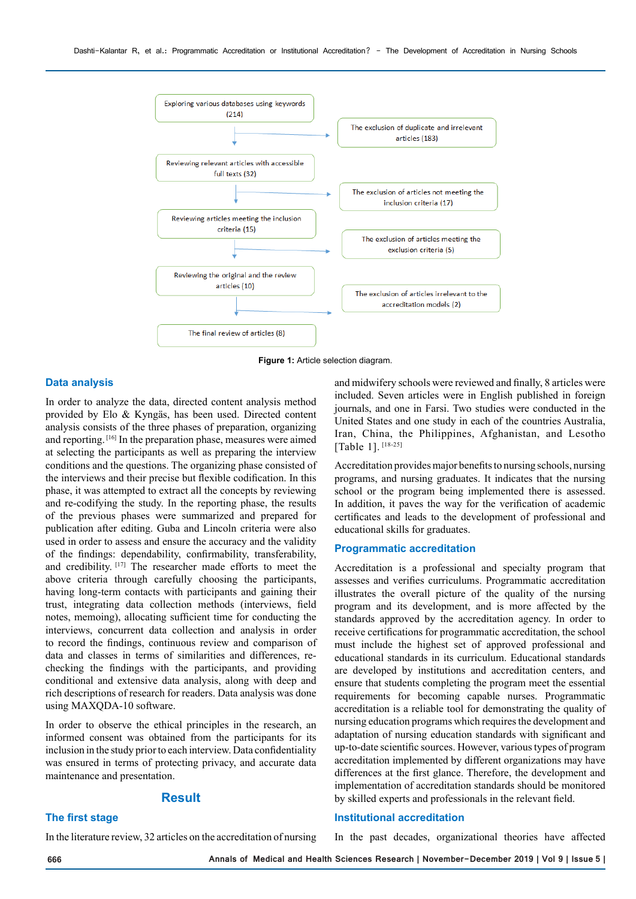Exploring various databases using keywords (214)

The exclusion of duplicate and irrelevant articles (183)

Reviewing relevant articles with accessible full texts (32)

The exclusion of articles not meeting the inclusion criteria (17)

Reviewing articles meeting the inclusion criteria (15)

The exclusion of articles meeting the exclusion criteria (5)

Reviewing the original and the review articles (10)

The exclusion of articles irrelevant to the accreditation models (2)

The final review of articles (8)

**Figure 1:** Article selection diagram.

## Data analysis

In order to analyze the data, directed content analysis method provided by Elo & Kyngäs, has been used. Directed content analysis consists of the three phases of preparation, organizing and reporting. [16] In the preparation phase, measures were aimed at selecting the participants as well as preparing the interview conditions and the questions. The organizing phase consisted of the interviews and their precise but flexible codification. In this phase, it was attempted to extract all the concepts by reviewing and re-codifying the study. In the reporting phase, the results of the previous phases were summarized and prepared for publication after editing. Guba and Lincoln criteria were also used in order to assess and ensure the accuracy and the validity of the findings: dependability, confirmability, transferability, and credibility. [17] The researcher made efforts to meet the above criteria through carefully choosing the participants, having long-term contacts with participants and gaining their trust, integrating data collection methods (interviews, field notes, memoing), allocating sufficient time for conducting the interviews, concurrent data collection and analysis in order to record the findings, continuous review and comparison of data and classes in terms of similarities and differences, re-checking the findings with the participants, and providing conditional and extensive data analysis, along with deep and rich descriptions of research for readers. Data analysis was done using MAXQDA-10 software.

In order to observe the ethical principles in the research, an informed consent was obtained from the participants for its inclusion in the study prior to each interview. Data confidentiality was ensured in terms of protecting privacy, and accurate data maintenance and presentation.

# Result

## The first stage

In the literature review, 32 articles on the accreditation of nursing and midwifery schools were reviewed and finally, 8 articles were included. Seven articles were in English published in foreign journals, and one in Farsi. Two studies were conducted in the United States and one study in each of the countries Australia, Iran, China, the Philippines, Afghanistan, and Lesotho [Table 1]. [18-25]

Accreditation provides major benefits to nursing schools, nursing programs, and nursing graduates. It indicates that the nursing school or the program being implemented there is assessed. In addition, it paves the way for the verification of academic certificates and leads to the development of professional and educational skills for graduates.

## Programmatic accreditation

Accreditation is a professional and specialty program that assesses and verifies curriculums. Programmatic accreditation illustrates the overall picture of the quality of the nursing program and its development, and is more affected by the standards approved by the accreditation agency. In order to receive certifications for programmatic accreditation, the school must include the highest set of approved professional and educational standards in its curriculum. Educational standards are developed by institutions and accreditation centers, and ensure that students completing the program meet the essential requirements for becoming capable nurses. Programmatic accreditation is a reliable tool for demonstrating the quality of nursing education programs which requires the development and adaptation of nursing education standards with significant and up-to-date scientific sources. However, various types of program accreditation implemented by different organizations may have differences at the first glance. Therefore, the development and implementation of accreditation standards should be monitored by skilled experts and professionals in the relevant field.

## Institutional accreditation

In the past decades, organizational theories have affected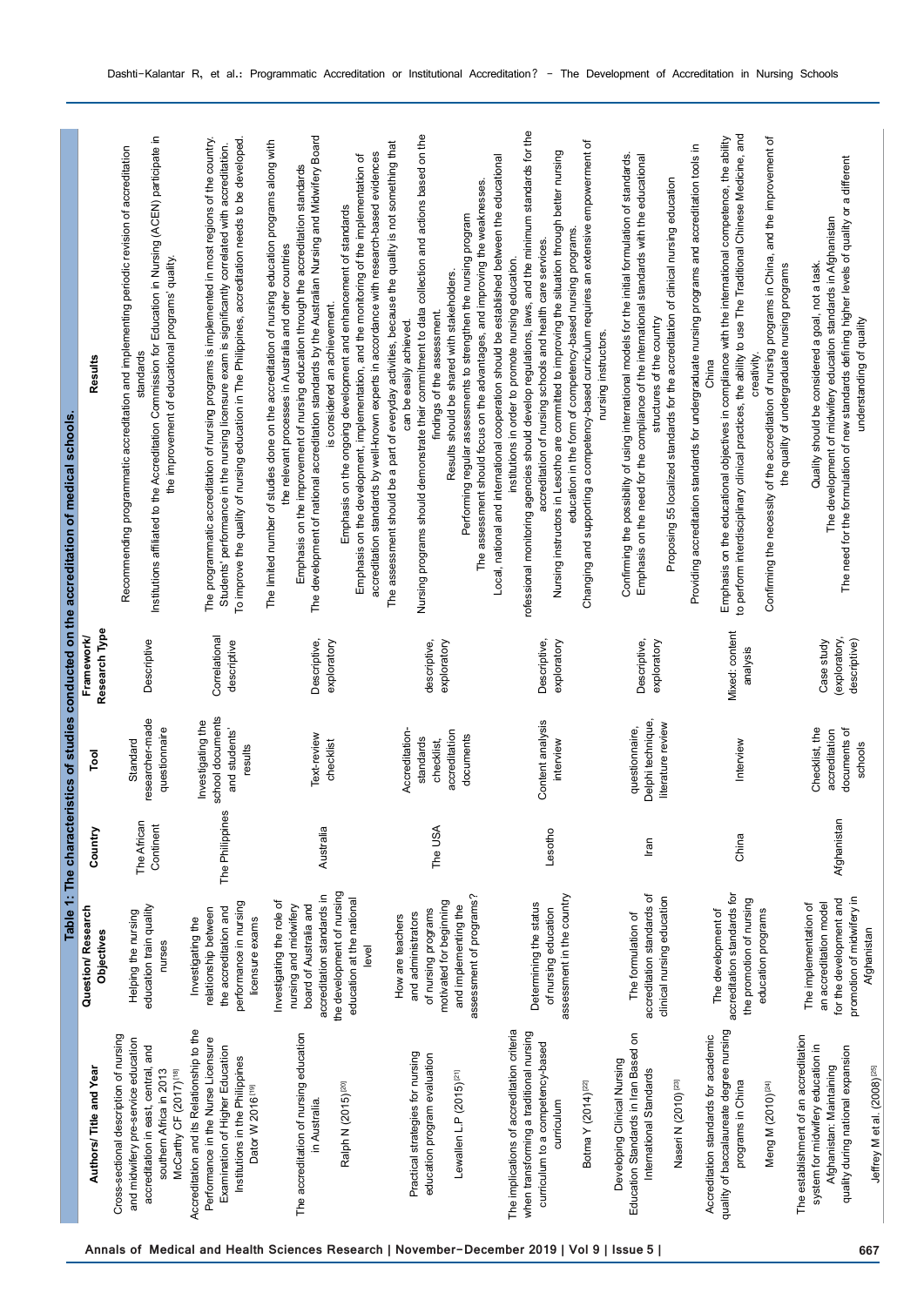**Table 1: The characteristics of studies conducted on the accreditation of medical schools.**

| Authors/ Title and Year | Question/ Research Objectives | Country | Tool | Framework/ Research Type | Results |
|---|---|---|---|---|---|
| Cross-sectional description of nursing and midwifery pre-service education accreditation in east, central, and southern Africa in 2013<br>McCarthy CF (2017)[18] | Helping the nursing education train quality nurses | The African Continent | Standard researcher-made questionnaire | Descriptive | Recommending programmatic accreditation and implementing periodic revision of accreditation standards<br>Institutions affiliated to the Accreditation Commission for Education in Nursing (ACEN) participate in the improvement of educational programs' quality. |
| Accreditation and its Relationship to the Performance in the Nurse Licensure Examination of Higher Education Institutions in the Philippines<br>Dator W 2016[19] | Investigating the relationship between the accreditation and performance in nursing licensure exams | The Philippines | Investigating the school documents and students' results | Correlational descriptive | The programmatic accreditation of nursing programs is implemented in most regions of the country.<br>Students' performance in the nursing licensure exam is significantly correlated with accreditation.<br>To improve the quality of nursing education in The Philippines, accreditation needs to be developed. |
| The accreditation of nursing education in Australia.<br>Ralph N (2015)[20] | Investigating the role of nursing and midwifery board of Australia and accreditation standards in the development of nursing education at the national level | Australia | Text-review checklist | Descriptive, exploratory | The limited number of studies done on the accreditation of nursing education programs along with the relevant processes in Australia and other countries<br>Emphasis on the improvement of nursing education through the accreditation standards<br>The development of national accreditation standards by the Australian Nursing and Midwifery Board is considered an achievement.<br>Emphasis on the ongoing development and enhancement of standards<br>Emphasis on the development, implementation, and the monitoring of the implementation of accreditation standards by well-known experts in accordance with research-based evidences |
| Practical strategies for nursing education program evaluation<br>Lewallen L.P (2015)[21] | How are teachers and administrators of nursing programs motivated for beginning and implementing the assessment of programs? | The USA | Accreditation-standards checklist, accreditation documents | descriptive, exploratory | The assessment should be a part of everyday activities, because the quality is not something that can be easily achieved.<br>Nursing programs should demonstrate their commitment to data collection and actions based on the findings of the assessment.<br>Results should be shared with stakeholders.<br>Performing regular assessments to strengthen the nursing program<br>The assessment should focus on the advantages, and improving the weaknesses. |
| The implications of accreditation criteria when transforming a traditional nursing curriculum to a competency-based curriculum<br>Botma Y (2014)[22] | Determining the status of nursing education assessment in the country | Lesotho | Content analysis interview | Descriptive, exploratory | Local, national and international cooperation should be established between the educational institutions in order to promote nursing education.<br>rofessional monitoring agencies should develop regulations, laws, and the minimum standards for the accreditation of nursing schools and health care services.<br>Nursing instructors in Lesotho are committed to improving the situation through better nursing education in the form of competency-based nursing programs.<br>Changing and supporting a competency-based curriculum requires an extensive empowerment of nursing instructors. |
| Developing Clinical Nursing Education Standards in Iran Based on International Standards<br>Naseri N (2010)[23] | The formulation of accreditation standards of clinical nursing education | Iran | questionnaire, Delphi technique, literature review | Descriptive, exploratory | Confirming the possibility of using international models for the initial formulation of standards.<br>Emphasis on the need for the compliance of the international standards with the educational structures of the country<br>Proposing 55 localized standards for the accreditation of clinical nursing education |
| Accreditation standards for academic quality of baccalaureate degree nursing programs in China<br>Meng M (2010)[24] | The development of accreditation standards for the promotion of nursing education programs | China | Interview | Mixed: content analysis | Providing accreditation standards for undergraduate nursing programs and accreditation tools in China<br>Emphasis on the educational objectives in compliance with the international competence, the ability to perform interdisciplinary clinical practices, the ability to use The Traditional Chinese Medicine, and creativity.<br>Confirming the necessity of the accreditation of nursing programs in China, and the improvement of the quality of undergraduate nursing programs |
| The establishment of an accreditation system for midwifery education in Afghanistan: Maintaining quality during national expansion<br>Jeffrey M et al. (2008)[25] | The implementation of an accreditation model for the development and promotion of midwifery in Afghanistan | Afghanistan | Checklist, the accreditation documents of schools | Case study (exploratory, descriptive) | Quality should be considered a goal, not a task.<br>The development of midwifery education standards in Afghanistan<br>The need for the formulation of new standards defining higher levels of quality or a different understanding of quality |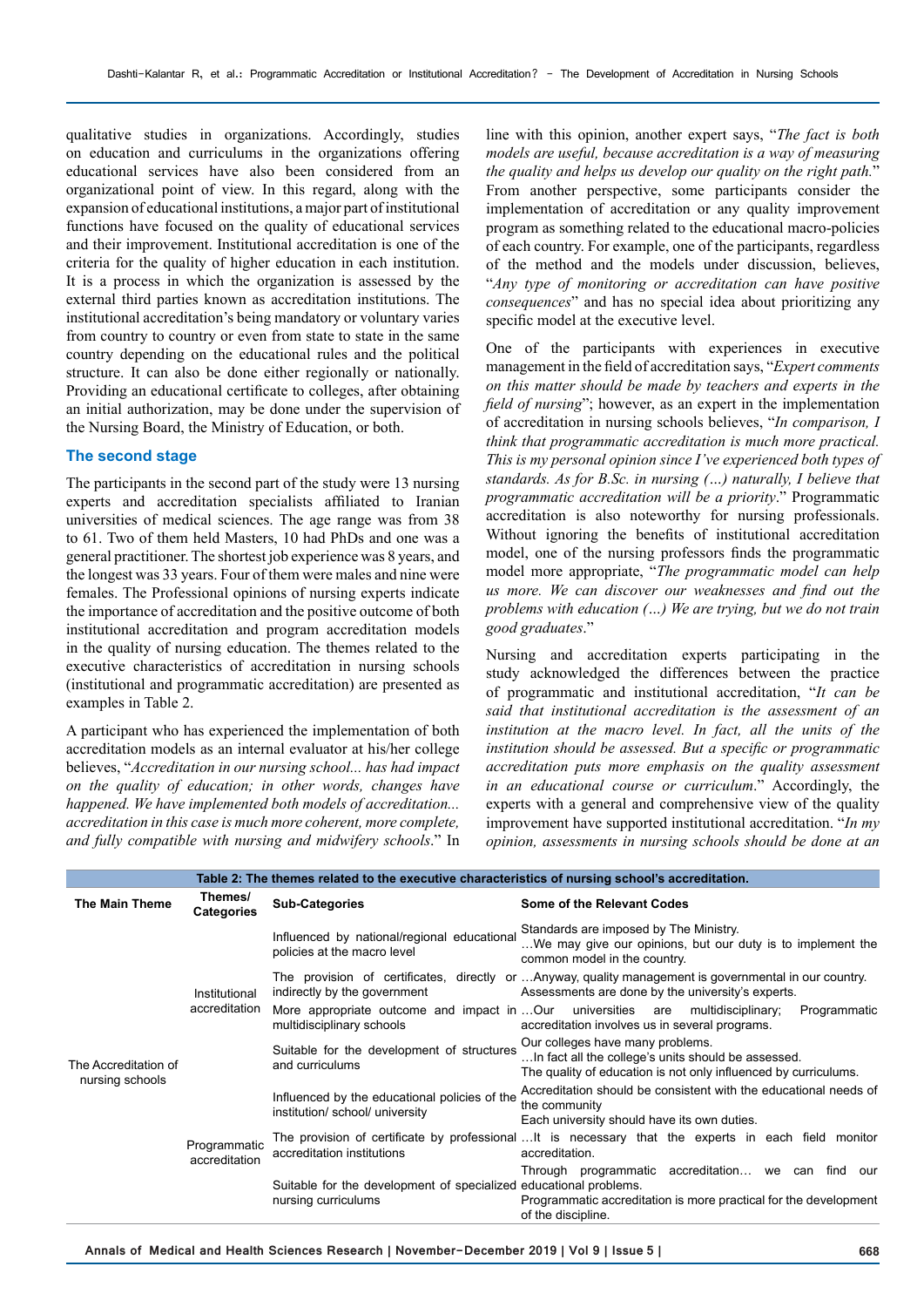qualitative studies in organizations. Accordingly, studies on education and curriculums in the organizations offering educational services have also been considered from an organizational point of view. In this regard, along with the expansion of educational institutions, a major part of institutional functions have focused on the quality of educational services and their improvement. Institutional accreditation is one of the criteria for the quality of higher education in each institution. It is a process in which the organization is assessed by the external third parties known as accreditation institutions. The institutional accreditation's being mandatory or voluntary varies from country to country or even from state to state in the same country depending on the educational rules and the political structure. It can also be done either regionally or nationally. Providing an educational certificate to colleges, after obtaining an initial authorization, may be done under the supervision of the Nursing Board, the Ministry of Education, or both.

### The second stage

The participants in the second part of the study were 13 nursing experts and accreditation specialists affiliated to Iranian universities of medical sciences. The age range was from 38 to 61. Two of them held Masters, 10 had PhDs and one was a general practitioner. The shortest job experience was 8 years, and the longest was 33 years. Four of them were males and nine were females. The Professional opinions of nursing experts indicate the importance of accreditation and the positive outcome of both institutional accreditation and program accreditation models in the quality of nursing education. The themes related to the executive characteristics of accreditation in nursing schools (institutional and programmatic accreditation) are presented as examples in Table 2.

A participant who has experienced the implementation of both accreditation models as an internal evaluator at his/her college believes, "*Accreditation in our nursing school... has had impact on the quality of education; in other words, changes have happened. We have implemented both models of accreditation... accreditation in this case is much more coherent, more complete, and fully compatible with nursing and midwifery schools*." In line with this opinion, another expert says, "*The fact is both models are useful, because accreditation is a way of measuring the quality and helps us develop our quality on the right path.*" From another perspective, some participants consider the implementation of accreditation or any quality improvement program as something related to the educational macro-policies of each country. For example, one of the participants, regardless of the method and the models under discussion, believes, "*Any type of monitoring or accreditation can have positive consequences*" and has no special idea about prioritizing any specific model at the executive level.

One of the participants with experiences in executive management in the field of accreditation says, "*Expert comments on this matter should be made by teachers and experts in the field of nursing*"; however, as an expert in the implementation of accreditation in nursing schools believes, "*In comparison, I think that programmatic accreditation is much more practical. This is my personal opinion since I've experienced both types of standards. As for B.Sc. in nursing (…) naturally, I believe that programmatic accreditation will be a priority*." Programmatic accreditation is also noteworthy for nursing professionals. Without ignoring the benefits of institutional accreditation model, one of the nursing professors finds the programmatic model more appropriate, "*The programmatic model can help us more. We can discover our weaknesses and find out the problems with education (…) We are trying, but we do not train good graduates*."

Nursing and accreditation experts participating in the study acknowledged the differences between the practice of programmatic and institutional accreditation, "*It can be said that institutional accreditation is the assessment of an institution at the macro level. In fact, all the units of the institution should be assessed. But a specific or programmatic accreditation puts more emphasis on the quality assessment in an educational course or curriculum*." Accordingly, the experts with a general and comprehensive view of the quality improvement have supported institutional accreditation. "*In my opinion, assessments in nursing schools should be done at an*

**Table 2: The themes related to the executive characteristics of nursing school's accreditation.**

| The Main Theme | Themes/ Categories | Sub-Categories | Some of the Relevant Codes |
|---|---|---|---|
| The Accreditation of nursing schools | Institutional accreditation | Influenced by national/regional educational policies at the macro level | Standards are imposed by The Ministry. …We may give our opinions, but our duty is to implement the common model in the country. |
| | | The provision of certificates, directly or indirectly by the government | …Anyway, quality management is governmental in our country. Assessments are done by the university's experts. |
| | | More appropriate outcome and impact in multidisciplinary schools | …Our universities are multidisciplinary; Programmatic accreditation involves us in several programs. |
| | | Suitable for the development of structures and curriculums | Our colleges have many problems. …In fact all the college's units should be assessed. The quality of education is not only influenced by curriculums. |
| | Programmatic accreditation | Influenced by the educational policies of the institution/ school/ university | Accreditation should be consistent with the educational needs of the community. Each university should have its own duties. |
| | | The provision of certificate by professional accreditation institutions | …It is necessary that the experts in each field monitor accreditation. |
| | | Suitable for the development of specialized nursing curriculums | Through programmatic accreditation… we can find our educational problems. Programmatic accreditation is more practical for the development of the discipline. |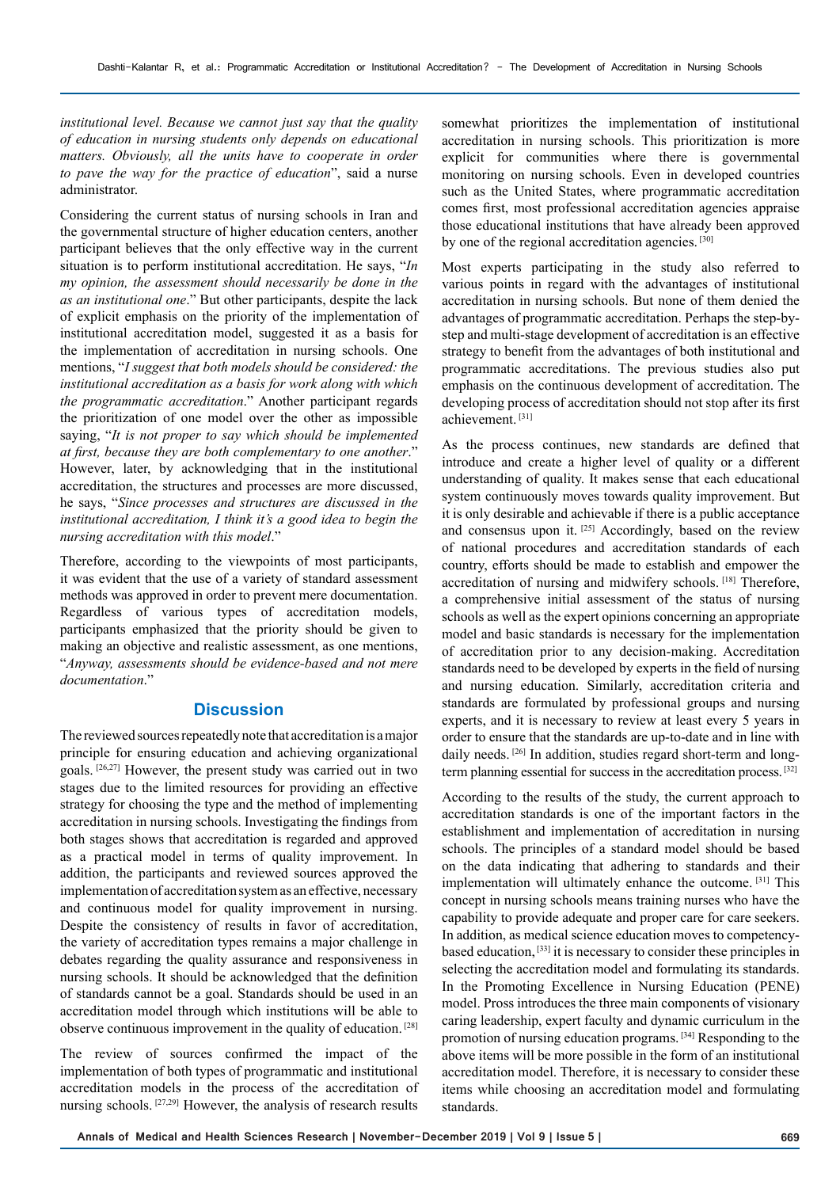*institutional level. Because we cannot just say that the quality of education in nursing students only depends on educational matters. Obviously, all the units have to cooperate in order to pave the way for the practice of education*", said a nurse administrator.

Considering the current status of nursing schools in Iran and the governmental structure of higher education centers, another participant believes that the only effective way in the current situation is to perform institutional accreditation. He says, "*In my opinion, the assessment should necessarily be done in the as an institutional one*." But other participants, despite the lack of explicit emphasis on the priority of the implementation of institutional accreditation model, suggested it as a basis for the implementation of accreditation in nursing schools. One mentions, "*I suggest that both models should be considered: the institutional accreditation as a basis for work along with which the programmatic accreditation*." Another participant regards the prioritization of one model over the other as impossible saying, "*It is not proper to say which should be implemented at first, because they are both complementary to one another*." However, later, by acknowledging that in the institutional accreditation, the structures and processes are more discussed, he says, "*Since processes and structures are discussed in the institutional accreditation, I think it's a good idea to begin the nursing accreditation with this model*."

Therefore, according to the viewpoints of most participants, it was evident that the use of a variety of standard assessment methods was approved in order to prevent mere documentation. Regardless of various types of accreditation models, participants emphasized that the priority should be given to making an objective and realistic assessment, as one mentions, "*Anyway, assessments should be evidence-based and not mere documentation*."

## Discussion

The reviewed sources repeatedly note that accreditation is a major principle for ensuring education and achieving organizational goals. [26,27] However, the present study was carried out in two stages due to the limited resources for providing an effective strategy for choosing the type and the method of implementing accreditation in nursing schools. Investigating the findings from both stages shows that accreditation is regarded and approved as a practical model in terms of quality improvement. In addition, the participants and reviewed sources approved the implementation of accreditation system as an effective, necessary and continuous model for quality improvement in nursing. Despite the consistency of results in favor of accreditation, the variety of accreditation types remains a major challenge in debates regarding the quality assurance and responsiveness in nursing schools. It should be acknowledged that the definition of standards cannot be a goal. Standards should be used in an accreditation model through which institutions will be able to observe continuous improvement in the quality of education. [28]

The review of sources confirmed the impact of the implementation of both types of programmatic and institutional accreditation models in the process of the accreditation of nursing schools. [27,29] However, the analysis of research results somewhat prioritizes the implementation of institutional accreditation in nursing schools. This prioritization is more explicit for communities where there is governmental monitoring on nursing schools. Even in developed countries such as the United States, where programmatic accreditation comes first, most professional accreditation agencies appraise those educational institutions that have already been approved by one of the regional accreditation agencies. [30]

Most experts participating in the study also referred to various points in regard with the advantages of institutional accreditation in nursing schools. But none of them denied the advantages of programmatic accreditation. Perhaps the step-by-step and multi-stage development of accreditation is an effective strategy to benefit from the advantages of both institutional and programmatic accreditations. The previous studies also put emphasis on the continuous development of accreditation. The developing process of accreditation should not stop after its first achievement. [31]

As the process continues, new standards are defined that introduce and create a higher level of quality or a different understanding of quality. It makes sense that each educational system continuously moves towards quality improvement. But it is only desirable and achievable if there is a public acceptance and consensus upon it. [25] Accordingly, based on the review of national procedures and accreditation standards of each country, efforts should be made to establish and empower the accreditation of nursing and midwifery schools. [18] Therefore, a comprehensive initial assessment of the status of nursing schools as well as the expert opinions concerning an appropriate model and basic standards is necessary for the implementation of accreditation prior to any decision-making. Accreditation standards need to be developed by experts in the field of nursing and nursing education. Similarly, accreditation criteria and standards are formulated by professional groups and nursing experts, and it is necessary to review at least every 5 years in order to ensure that the standards are up-to-date and in line with daily needs. [26] In addition, studies regard short-term and long-term planning essential for success in the accreditation process. [32]

According to the results of the study, the current approach to accreditation standards is one of the important factors in the establishment and implementation of accreditation in nursing schools. The principles of a standard model should be based on the data indicating that adhering to standards and their implementation will ultimately enhance the outcome. [31] This concept in nursing schools means training nurses who have the capability to provide adequate and proper care for care seekers. In addition, as medical science education moves to competency-based education, [33] it is necessary to consider these principles in selecting the accreditation model and formulating its standards. In the Promoting Excellence in Nursing Education (PENE) model. Pross introduces the three main components of visionary caring leadership, expert faculty and dynamic curriculum in the promotion of nursing education programs. [34] Responding to the above items will be more possible in the form of an institutional accreditation model. Therefore, it is necessary to consider these items while choosing an accreditation model and formulating standards.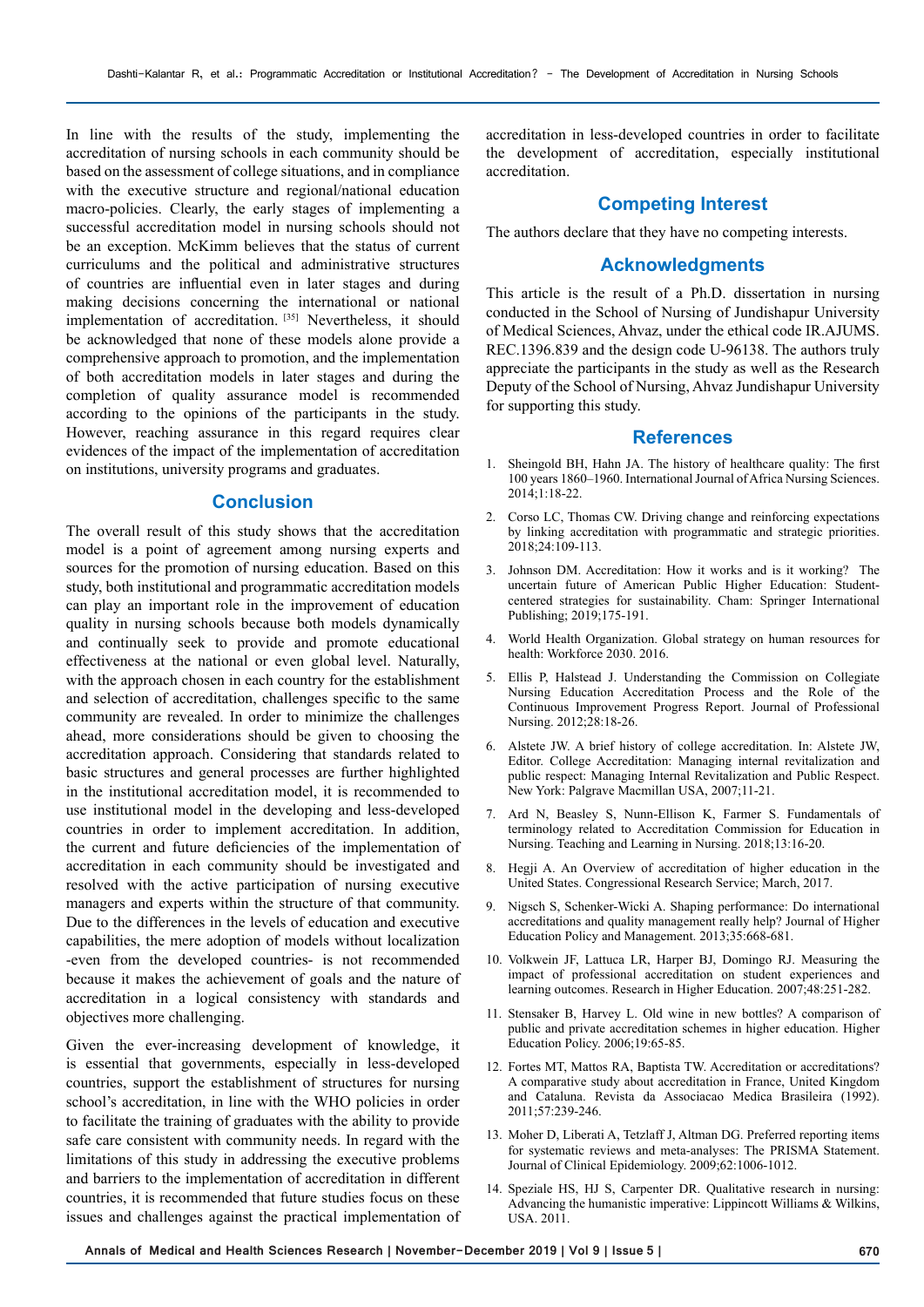In line with the results of the study, implementing the accreditation of nursing schools in each community should be based on the assessment of college situations, and in compliance with the executive structure and regional/national education macro-policies. Clearly, the early stages of implementing a successful accreditation model in nursing schools should not be an exception. McKimm believes that the status of current curriculums and the political and administrative structures of countries are influential even in later stages and during making decisions concerning the international or national implementation of accreditation. [35] Nevertheless, it should be acknowledged that none of these models alone provide a comprehensive approach to promotion, and the implementation of both accreditation models in later stages and during the completion of quality assurance model is recommended according to the opinions of the participants in the study. However, reaching assurance in this regard requires clear evidences of the impact of the implementation of accreditation on institutions, university programs and graduates.

## Conclusion

The overall result of this study shows that the accreditation model is a point of agreement among nursing experts and sources for the promotion of nursing education. Based on this study, both institutional and programmatic accreditation models can play an important role in the improvement of education quality in nursing schools because both models dynamically and continually seek to provide and promote educational effectiveness at the national or even global level. Naturally, with the approach chosen in each country for the establishment and selection of accreditation, challenges specific to the same community are revealed. In order to minimize the challenges ahead, more considerations should be given to choosing the accreditation approach. Considering that standards related to basic structures and general processes are further highlighted in the institutional accreditation model, it is recommended to use institutional model in the developing and less-developed countries in order to implement accreditation. In addition, the current and future deficiencies of the implementation of accreditation in each community should be investigated and resolved with the active participation of nursing executive managers and experts within the structure of that community. Due to the differences in the levels of education and executive capabilities, the mere adoption of models without localization -even from the developed countries- is not recommended because it makes the achievement of goals and the nature of accreditation in a logical consistency with standards and objectives more challenging.

Given the ever-increasing development of knowledge, it is essential that governments, especially in less-developed countries, support the establishment of structures for nursing school's accreditation, in line with the WHO policies in order to facilitate the training of graduates with the ability to provide safe care consistent with community needs. In regard with the limitations of this study in addressing the executive problems and barriers to the implementation of accreditation in different countries, it is recommended that future studies focus on these issues and challenges against the practical implementation of accreditation in less-developed countries in order to facilitate the development of accreditation, especially institutional accreditation.

## Competing Interest

The authors declare that they have no competing interests.

## Acknowledgments

This article is the result of a Ph.D. dissertation in nursing conducted in the School of Nursing of Jundishapur University of Medical Sciences, Ahvaz, under the ethical code IR.AJUMS.REC.1396.839 and the design code U-96138. The authors truly appreciate the participants in the study as well as the Research Deputy of the School of Nursing, Ahvaz Jundishapur University for supporting this study.

## References

1. Sheingold BH, Hahn JA. The history of healthcare quality: The first 100 years 1860–1960. International Journal of Africa Nursing Sciences. 2014;1:18-22.
2. Corso LC, Thomas CW. Driving change and reinforcing expectations by linking accreditation with programmatic and strategic priorities. 2018;24:109-113.
3. Johnson DM. Accreditation: How it works and is it working? The uncertain future of American Public Higher Education: Student-centered strategies for sustainability. Cham: Springer International Publishing; 2019;175-191.
4. World Health Organization. Global strategy on human resources for health: Workforce 2030. 2016.
5. Ellis P, Halstead J. Understanding the Commission on Collegiate Nursing Education Accreditation Process and the Role of the Continuous Improvement Progress Report. Journal of Professional Nursing. 2012;28:18-26.
6. Alstete JW. A brief history of college accreditation. In: Alstete JW, Editor. College Accreditation: Managing internal revitalization and public respect: Managing Internal Revitalization and Public Respect. New York: Palgrave Macmillan USA, 2007;11-21.
7. Ard N, Beasley S, Nunn-Ellison K, Farmer S. Fundamentals of terminology related to Accreditation Commission for Education in Nursing. Teaching and Learning in Nursing. 2018;13:16-20.
8. Hegji A. An Overview of accreditation of higher education in the United States. Congressional Research Service; March, 2017.
9. Nigsch S, Schenker-Wicki A. Shaping performance: Do international accreditations and quality management really help? Journal of Higher Education Policy and Management. 2013;35:668-681.
10. Volkwein JF, Lattuca LR, Harper BJ, Domingo RJ. Measuring the impact of professional accreditation on student experiences and learning outcomes. Research in Higher Education. 2007;48:251-282.
11. Stensaker B, Harvey L. Old wine in new bottles? A comparison of public and private accreditation schemes in higher education. Higher Education Policy. 2006;19:65-85.
12. Fortes MT, Mattos RA, Baptista TW. Accreditation or accreditations? A comparative study about accreditation in France, United Kingdom and Cataluna. Revista da Associacao Medica Brasileira (1992). 2011;57:239-246.
13. Moher D, Liberati A, Tetzlaff J, Altman DG. Preferred reporting items for systematic reviews and meta-analyses: The PRISMA Statement. Journal of Clinical Epidemiology. 2009;62:1006-1012.
14. Speziale HS, HJ S, Carpenter DR. Qualitative research in nursing: Advancing the humanistic imperative: Lippincott Williams & Wilkins, USA. 2011.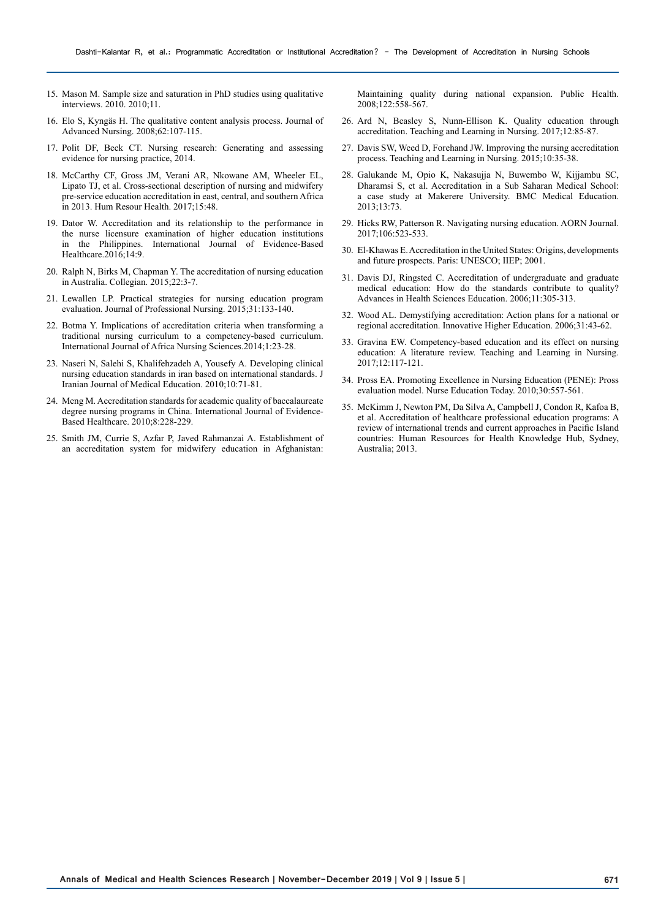15. Mason M. Sample size and saturation in PhD studies using qualitative interviews. 2010. 2010;11.
16. Elo S, Kyngäs H. The qualitative content analysis process. Journal of Advanced Nursing. 2008;62:107-115.
17. Polit DF, Beck CT. Nursing research: Generating and assessing evidence for nursing practice, 2014.
18. McCarthy CF, Gross JM, Verani AR, Nkowane AM, Wheeler EL, Lipato TJ, et al. Cross-sectional description of nursing and midwifery pre-service education accreditation in east, central, and southern Africa in 2013. Hum Resour Health. 2017;15:48.
19. Dator W. Accreditation and its relationship to the performance in the nurse licensure examination of higher education institutions in the Philippines. International Journal of Evidence-Based Healthcare.2016;14:9.
20. Ralph N, Birks M, Chapman Y. The accreditation of nursing education in Australia. Collegian. 2015;22:3-7.
21. Lewallen LP. Practical strategies for nursing education program evaluation. Journal of Professional Nursing. 2015;31:133-140.
22. Botma Y. Implications of accreditation criteria when transforming a traditional nursing curriculum to a competency-based curriculum. International Journal of Africa Nursing Sciences.2014;1:23-28.
23. Naseri N, Salehi S, Khalifehzadeh A, Yousefy A. Developing clinical nursing education standards in iran based on international standards. J Iranian Journal of Medical Education. 2010;10:71-81.
24. Meng M. Accreditation standards for academic quality of baccalaureate degree nursing programs in China. International Journal of Evidence-Based Healthcare. 2010;8:228-229.
25. Smith JM, Currie S, Azfar P, Javed Rahmanzai A. Establishment of an accreditation system for midwifery education in Afghanistan: Maintaining quality during national expansion. Public Health. 2008;122:558-567.
26. Ard N, Beasley S, Nunn-Ellison K. Quality education through accreditation. Teaching and Learning in Nursing. 2017;12:85-87.
27. Davis SW, Weed D, Forehand JW. Improving the nursing accreditation process. Teaching and Learning in Nursing. 2015;10:35-38.
28. Galukande M, Opio K, Nakasujja N, Buwembo W, Kijjambu SC, Dharamsi S, et al. Accreditation in a Sub Saharan Medical School: a case study at Makerere University. BMC Medical Education. 2013;13:73.
29. Hicks RW, Patterson R. Navigating nursing education. AORN Journal. 2017;106:523-533.
30. El-Khawas E. Accreditation in the United States: Origins, developments and future prospects. Paris: UNESCO; IIEP; 2001.
31. Davis DJ, Ringsted C. Accreditation of undergraduate and graduate medical education: How do the standards contribute to quality? Advances in Health Sciences Education. 2006;11:305-313.
32. Wood AL. Demystifying accreditation: Action plans for a national or regional accreditation. Innovative Higher Education. 2006;31:43-62.
33. Gravina EW. Competency-based education and its effect on nursing education: A literature review. Teaching and Learning in Nursing. 2017;12:117-121.
34. Pross EA. Promoting Excellence in Nursing Education (PENE): Pross evaluation model. Nurse Education Today. 2010;30:557-561.
35. McKimm J, Newton PM, Da Silva A, Campbell J, Condon R, Kafoa B, et al. Accreditation of healthcare professional education programs: A review of international trends and current approaches in Pacific Island countries: Human Resources for Health Knowledge Hub, Sydney, Australia; 2013.